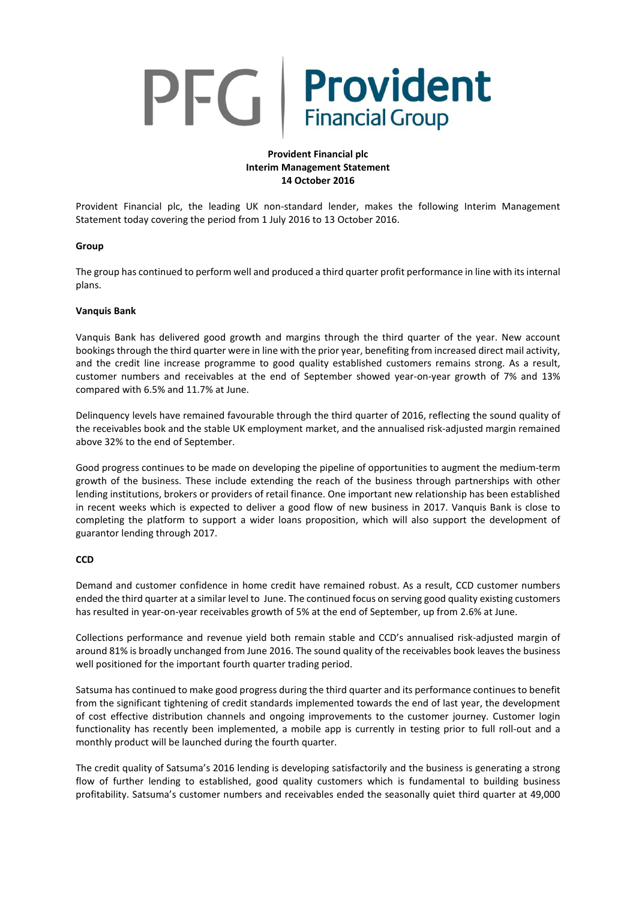PFG | **Provident** Financial Group

**Provident Financial plc**
**Interim Management Statement**
**14 October 2016**

Provident Financial plc, the leading UK non-standard lender, makes the following Interim Management Statement today covering the period from 1 July 2016 to 13 October 2016.

**Group**

The group has continued to perform well and produced a third quarter profit performance in line with its internal plans.

**Vanquis Bank**

Vanquis Bank has delivered good growth and margins through the third quarter of the year. New account bookings through the third quarter were in line with the prior year, benefiting from increased direct mail activity, and the credit line increase programme to good quality established customers remains strong. As a result, customer numbers and receivables at the end of September showed year-on-year growth of 7% and 13% compared with 6.5% and 11.7% at June.

Delinquency levels have remained favourable through the third quarter of 2016, reflecting the sound quality of the receivables book and the stable UK employment market, and the annualised risk-adjusted margin remained above 32% to the end of September.

Good progress continues to be made on developing the pipeline of opportunities to augment the medium-term growth of the business. These include extending the reach of the business through partnerships with other lending institutions, brokers or providers of retail finance. One important new relationship has been established in recent weeks which is expected to deliver a good flow of new business in 2017. Vanquis Bank is close to completing the platform to support a wider loans proposition, which will also support the development of guarantor lending through 2017.

**CCD**

Demand and customer confidence in home credit have remained robust. As a result, CCD customer numbers ended the third quarter at a similar level to June. The continued focus on serving good quality existing customers has resulted in year-on-year receivables growth of 5% at the end of September, up from 2.6% at June.

Collections performance and revenue yield both remain stable and CCD's annualised risk-adjusted margin of around 81% is broadly unchanged from June 2016. The sound quality of the receivables book leaves the business well positioned for the important fourth quarter trading period.

Satsuma has continued to make good progress during the third quarter and its performance continues to benefit from the significant tightening of credit standards implemented towards the end of last year, the development of cost effective distribution channels and ongoing improvements to the customer journey. Customer login functionality has recently been implemented, a mobile app is currently in testing prior to full roll-out and a monthly product will be launched during the fourth quarter.

The credit quality of Satsuma's 2016 lending is developing satisfactorily and the business is generating a strong flow of further lending to established, good quality customers which is fundamental to building business profitability. Satsuma's customer numbers and receivables ended the seasonally quiet third quarter at 49,000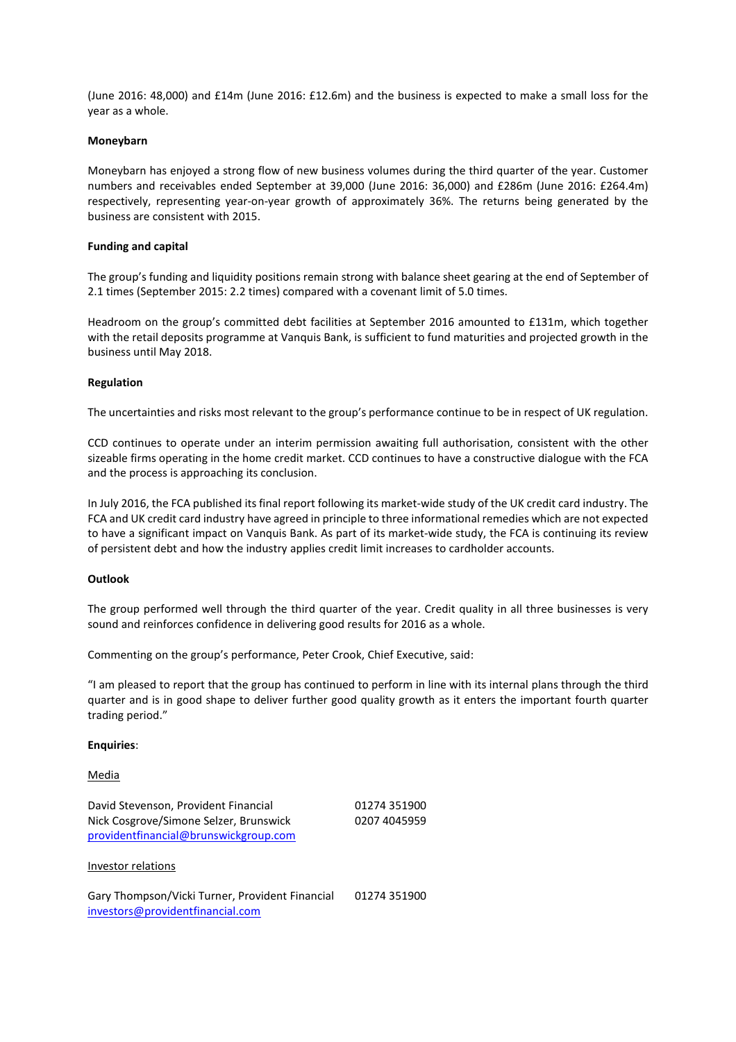(June 2016: 48,000) and £14m (June 2016: £12.6m) and the business is expected to make a small loss for the year as a whole.

**Moneybarn**

Moneybarn has enjoyed a strong flow of new business volumes during the third quarter of the year. Customer numbers and receivables ended September at 39,000 (June 2016: 36,000) and £286m (June 2016: £264.4m) respectively, representing year-on-year growth of approximately 36%. The returns being generated by the business are consistent with 2015.

**Funding and capital**

The group's funding and liquidity positions remain strong with balance sheet gearing at the end of September of 2.1 times (September 2015: 2.2 times) compared with a covenant limit of 5.0 times.

Headroom on the group's committed debt facilities at September 2016 amounted to £131m, which together with the retail deposits programme at Vanquis Bank, is sufficient to fund maturities and projected growth in the business until May 2018.

**Regulation**

The uncertainties and risks most relevant to the group's performance continue to be in respect of UK regulation.

CCD continues to operate under an interim permission awaiting full authorisation, consistent with the other sizeable firms operating in the home credit market. CCD continues to have a constructive dialogue with the FCA and the process is approaching its conclusion.

In July 2016, the FCA published its final report following its market-wide study of the UK credit card industry. The FCA and UK credit card industry have agreed in principle to three informational remedies which are not expected to have a significant impact on Vanquis Bank. As part of its market-wide study, the FCA is continuing its review of persistent debt and how the industry applies credit limit increases to cardholder accounts.

**Outlook**

The group performed well through the third quarter of the year. Credit quality in all three businesses is very sound and reinforces confidence in delivering good results for 2016 as a whole.

Commenting on the group's performance, Peter Crook, Chief Executive, said:

"I am pleased to report that the group has continued to perform in line with its internal plans through the third quarter and is in good shape to deliver further good quality growth as it enters the important fourth quarter trading period."

**Enquiries**:

Media

| | |
|---|---|
| David Stevenson, Provident Financial | 01274 351900 |
| Nick Cosgrove/Simone Selzer, Brunswick | 0207 4045959 |
| providentfinancial@brunswickgroup.com | |

Investor relations

| | |
|---|---|
| Gary Thompson/Vicki Turner, Provident Financial | 01274 351900 |
| investors@providentfinancial.com | |